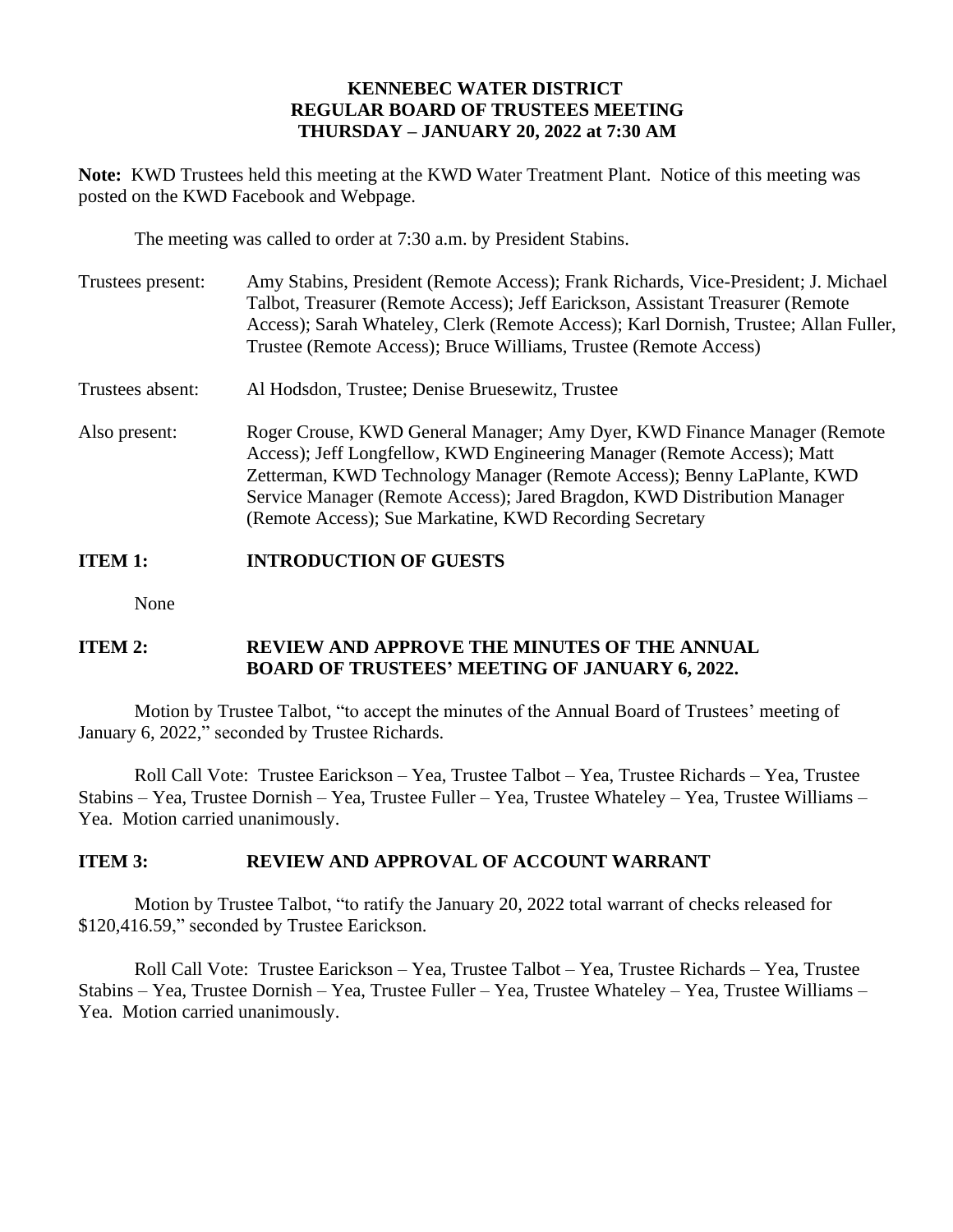# KENNEBEC WATER DISTRICT
## REGULAR BOARD OF TRUSTEES MEETING
## THURSDAY – JANUARY 20, 2022 at 7:30 AM

**Note:** KWD Trustees held this meeting at the KWD Water Treatment Plant. Notice of this meeting was posted on the KWD Facebook and Webpage.

The meeting was called to order at 7:30 a.m. by President Stabins.

Trustees present: Amy Stabins, President (Remote Access); Frank Richards, Vice-President; J. Michael Talbot, Treasurer (Remote Access); Jeff Earickson, Assistant Treasurer (Remote Access); Sarah Whateley, Clerk (Remote Access); Karl Dornish, Trustee; Allan Fuller, Trustee (Remote Access); Bruce Williams, Trustee (Remote Access)

Trustees absent: Al Hodsdon, Trustee; Denise Bruesewitz, Trustee

Also present: Roger Crouse, KWD General Manager; Amy Dyer, KWD Finance Manager (Remote Access); Jeff Longfellow, KWD Engineering Manager (Remote Access); Matt Zetterman, KWD Technology Manager (Remote Access); Benny LaPlante, KWD Service Manager (Remote Access); Jared Bragdon, KWD Distribution Manager (Remote Access); Sue Markatine, KWD Recording Secretary

**ITEM 1: INTRODUCTION OF GUESTS**

None

**ITEM 2: REVIEW AND APPROVE THE MINUTES OF THE ANNUAL BOARD OF TRUSTEES' MEETING OF JANUARY 6, 2022.**

Motion by Trustee Talbot, "to accept the minutes of the Annual Board of Trustees' meeting of January 6, 2022," seconded by Trustee Richards.

Roll Call Vote: Trustee Earickson – Yea, Trustee Talbot – Yea, Trustee Richards – Yea, Trustee Stabins – Yea, Trustee Dornish – Yea, Trustee Fuller – Yea, Trustee Whateley – Yea, Trustee Williams – Yea. Motion carried unanimously.

**ITEM 3: REVIEW AND APPROVAL OF ACCOUNT WARRANT**

Motion by Trustee Talbot, "to ratify the January 20, 2022 total warrant of checks released for $120,416.59," seconded by Trustee Earickson.

Roll Call Vote: Trustee Earickson – Yea, Trustee Talbot – Yea, Trustee Richards – Yea, Trustee Stabins – Yea, Trustee Dornish – Yea, Trustee Fuller – Yea, Trustee Whateley – Yea, Trustee Williams – Yea. Motion carried unanimously.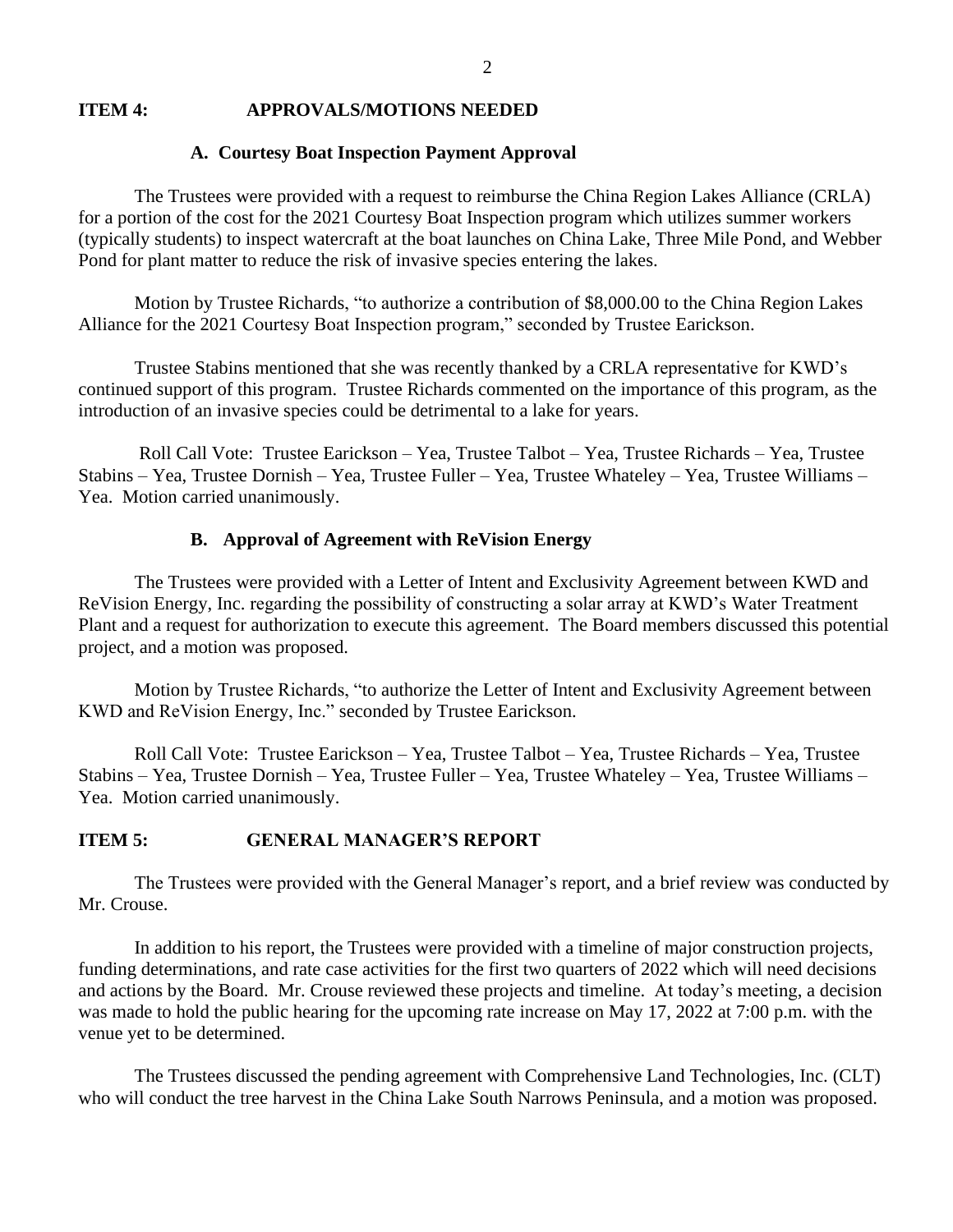## ITEM 4: APPROVALS/MOTIONS NEEDED

### A. Courtesy Boat Inspection Payment Approval

The Trustees were provided with a request to reimburse the China Region Lakes Alliance (CRLA) for a portion of the cost for the 2021 Courtesy Boat Inspection program which utilizes summer workers (typically students) to inspect watercraft at the boat launches on China Lake, Three Mile Pond, and Webber Pond for plant matter to reduce the risk of invasive species entering the lakes.

Motion by Trustee Richards, "to authorize a contribution of $8,000.00 to the China Region Lakes Alliance for the 2021 Courtesy Boat Inspection program," seconded by Trustee Earickson.

Trustee Stabins mentioned that she was recently thanked by a CRLA representative for KWD's continued support of this program. Trustee Richards commented on the importance of this program, as the introduction of an invasive species could be detrimental to a lake for years.

Roll Call Vote: Trustee Earickson – Yea, Trustee Talbot – Yea, Trustee Richards – Yea, Trustee Stabins – Yea, Trustee Dornish – Yea, Trustee Fuller – Yea, Trustee Whateley – Yea, Trustee Williams – Yea. Motion carried unanimously.

### B. Approval of Agreement with ReVision Energy

The Trustees were provided with a Letter of Intent and Exclusivity Agreement between KWD and ReVision Energy, Inc. regarding the possibility of constructing a solar array at KWD's Water Treatment Plant and a request for authorization to execute this agreement. The Board members discussed this potential project, and a motion was proposed.

Motion by Trustee Richards, "to authorize the Letter of Intent and Exclusivity Agreement between KWD and ReVision Energy, Inc." seconded by Trustee Earickson.

Roll Call Vote: Trustee Earickson – Yea, Trustee Talbot – Yea, Trustee Richards – Yea, Trustee Stabins – Yea, Trustee Dornish – Yea, Trustee Fuller – Yea, Trustee Whateley – Yea, Trustee Williams – Yea. Motion carried unanimously.

## ITEM 5: GENERAL MANAGER'S REPORT

The Trustees were provided with the General Manager's report, and a brief review was conducted by Mr. Crouse.

In addition to his report, the Trustees were provided with a timeline of major construction projects, funding determinations, and rate case activities for the first two quarters of 2022 which will need decisions and actions by the Board. Mr. Crouse reviewed these projects and timeline. At today's meeting, a decision was made to hold the public hearing for the upcoming rate increase on May 17, 2022 at 7:00 p.m. with the venue yet to be determined.

The Trustees discussed the pending agreement with Comprehensive Land Technologies, Inc. (CLT) who will conduct the tree harvest in the China Lake South Narrows Peninsula, and a motion was proposed.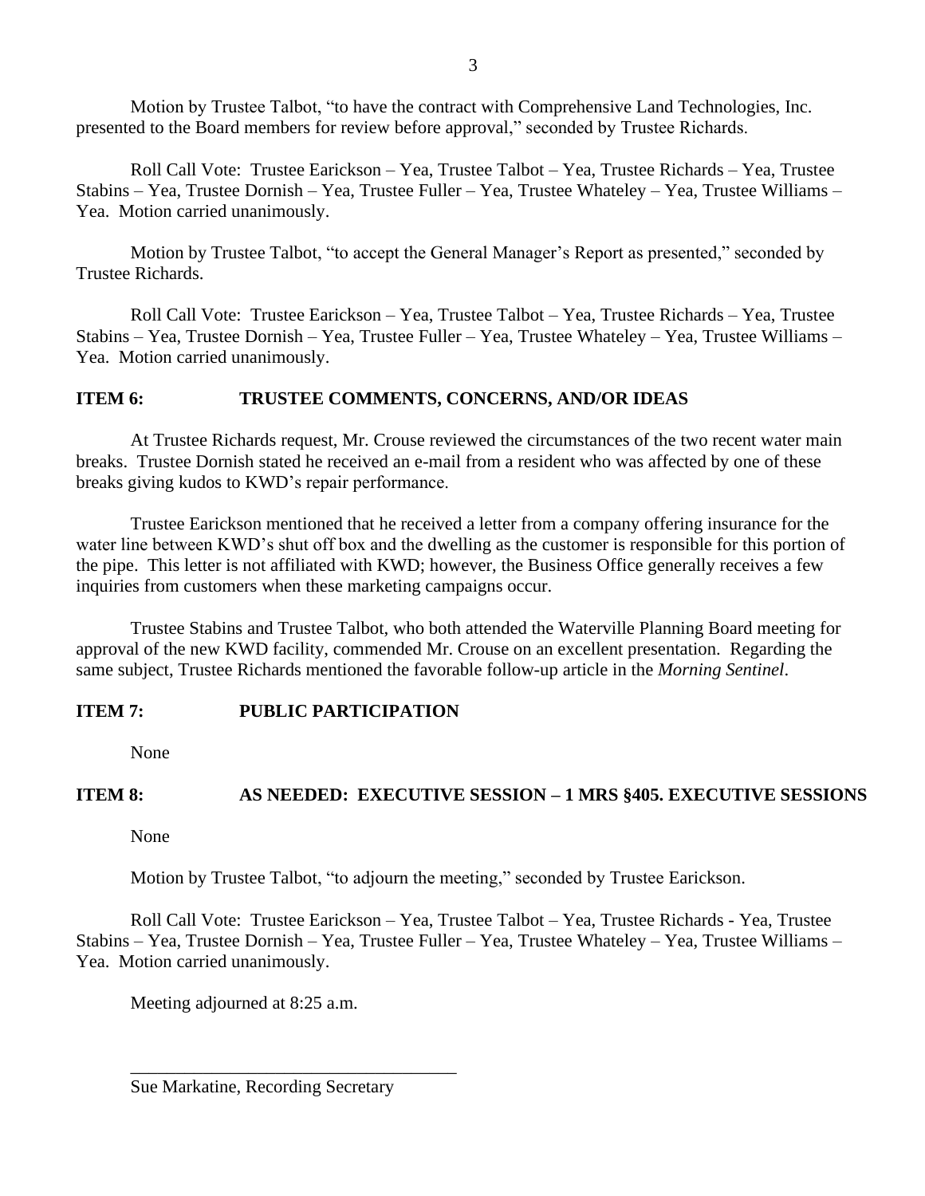Motion by Trustee Talbot, "to have the contract with Comprehensive Land Technologies, Inc. presented to the Board members for review before approval," seconded by Trustee Richards.

Roll Call Vote: Trustee Earickson – Yea, Trustee Talbot – Yea, Trustee Richards – Yea, Trustee Stabins – Yea, Trustee Dornish – Yea, Trustee Fuller – Yea, Trustee Whateley – Yea, Trustee Williams – Yea. Motion carried unanimously.

Motion by Trustee Talbot, "to accept the General Manager's Report as presented," seconded by Trustee Richards.

Roll Call Vote: Trustee Earickson – Yea, Trustee Talbot – Yea, Trustee Richards – Yea, Trustee Stabins – Yea, Trustee Dornish – Yea, Trustee Fuller – Yea, Trustee Whateley – Yea, Trustee Williams – Yea. Motion carried unanimously.

**ITEM 6: TRUSTEE COMMENTS, CONCERNS, AND/OR IDEAS**

At Trustee Richards request, Mr. Crouse reviewed the circumstances of the two recent water main breaks. Trustee Dornish stated he received an e-mail from a resident who was affected by one of these breaks giving kudos to KWD's repair performance.

Trustee Earickson mentioned that he received a letter from a company offering insurance for the water line between KWD's shut off box and the dwelling as the customer is responsible for this portion of the pipe. This letter is not affiliated with KWD; however, the Business Office generally receives a few inquiries from customers when these marketing campaigns occur.

Trustee Stabins and Trustee Talbot, who both attended the Waterville Planning Board meeting for approval of the new KWD facility, commended Mr. Crouse on an excellent presentation. Regarding the same subject, Trustee Richards mentioned the favorable follow-up article in the *Morning Sentinel*.

**ITEM 7: PUBLIC PARTICIPATION**

None

**ITEM 8: AS NEEDED: EXECUTIVE SESSION – 1 MRS §405. EXECUTIVE SESSIONS**

None

Motion by Trustee Talbot, "to adjourn the meeting," seconded by Trustee Earickson.

Roll Call Vote: Trustee Earickson – Yea, Trustee Talbot – Yea, Trustee Richards - Yea, Trustee Stabins – Yea, Trustee Dornish – Yea, Trustee Fuller – Yea, Trustee Whateley – Yea, Trustee Williams – Yea. Motion carried unanimously.

Meeting adjourned at 8:25 a.m.

\_\_\_\_\_\_\_\_\_\_\_\_\_\_\_\_\_\_\_\_\_\_\_\_\_\_\_\_\_\_\_\_\_\_\_\_

Sue Markatine, Recording Secretary